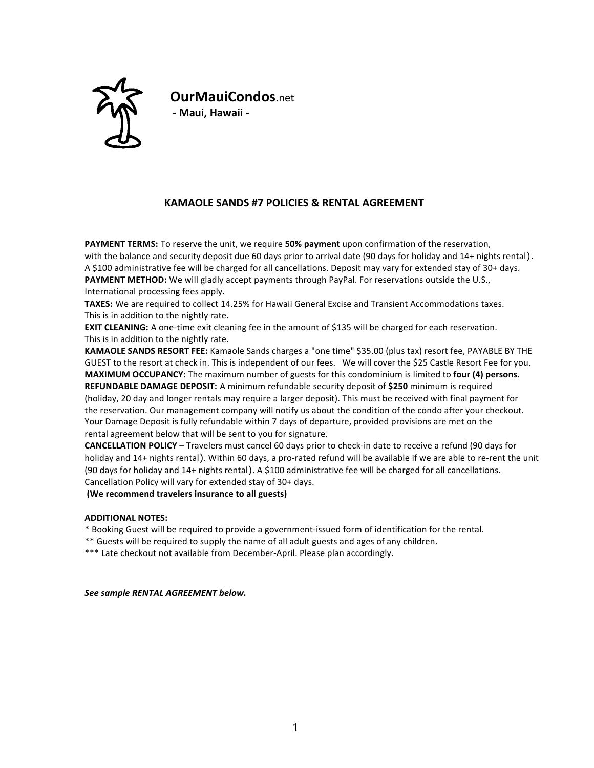**OurMauiCondos**.net

**- Maui, Hawaii -**

## KAMAOLE SANDS #7 POLICIES & RENTAL AGREEMENT

**PAYMENT TERMS:** To reserve the unit, we require **50% payment** upon confirmation of the reservation, with the balance and security deposit due 60 days prior to arrival date (90 days for holiday and 14+ nights rental). A $100 administrative fee will be charged for all cancellations. Deposit may vary for extended stay of 30+ days.
**PAYMENT METHOD:** We will gladly accept payments through PayPal. For reservations outside the U.S., International processing fees apply.
**TAXES:** We are required to collect 14.25% for Hawaii General Excise and Transient Accommodations taxes. This is in addition to the nightly rate.
**EXIT CLEANING:** A one-time exit cleaning fee in the amount of $135 will be charged for each reservation. This is in addition to the nightly rate.
**KAMAOLE SANDS RESORT FEE:** Kamaole Sands charges a "one time" $35.00 (plus tax) resort fee, PAYABLE BY THE GUEST to the resort at check in. This is independent of our fees. We will cover the $25 Castle Resort Fee for you.
**MAXIMUM OCCUPANCY:** The maximum number of guests for this condominium is limited to **four (4) persons**.
**REFUNDABLE DAMAGE DEPOSIT:** A minimum refundable security deposit of **$250** minimum is required (holiday, 20 day and longer rentals may require a larger deposit). This must be received with final payment for the reservation. Our management company will notify us about the condition of the condo after your checkout. Your Damage Deposit is fully refundable within 7 days of departure, provided provisions are met on the rental agreement below that will be sent to you for signature.
**CANCELLATION POLICY** – Travelers must cancel 60 days prior to check-in date to receive a refund (90 days for holiday and 14+ nights rental). Within 60 days, a pro-rated refund will be available if we are able to re-rent the unit (90 days for holiday and 14+ nights rental). A $100 administrative fee will be charged for all cancellations. Cancellation Policy will vary for extended stay of 30+ days.
**(We recommend travelers insurance to all guests)**

**ADDITIONAL NOTES:**

\* Booking Guest will be required to provide a government-issued form of identification for the rental.
\** Guests will be required to supply the name of all adult guests and ages of any children.
\*** Late checkout not available from December-April. Please plan accordingly.

***See sample RENTAL AGREEMENT below.***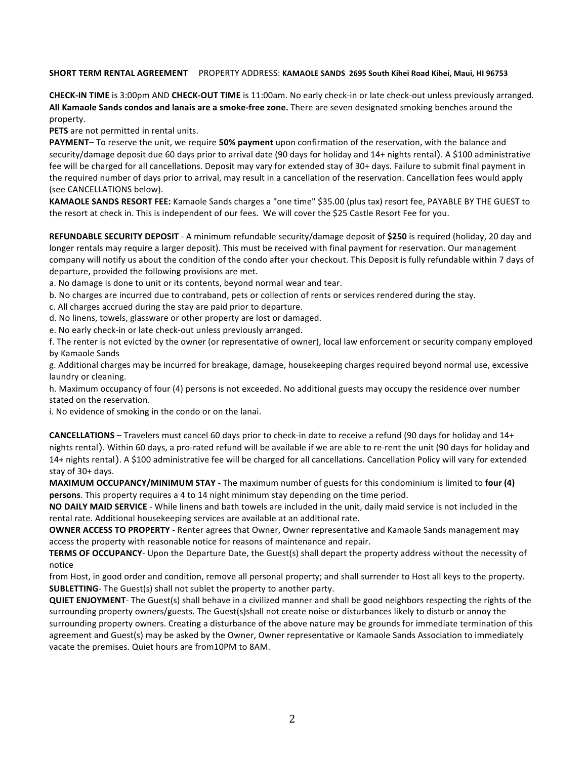**SHORT TERM RENTAL AGREEMENT** PROPERTY ADDRESS: **KAMAOLE SANDS 2695 South Kihei Road Kihei, Maui, HI 96753**

**CHECK-IN TIME** is 3:00pm AND **CHECK-OUT TIME** is 11:00am. No early check-in or late check-out unless previously arranged. **All Kamaole Sands condos and lanais are a smoke-free zone.** There are seven designated smoking benches around the property.

**PETS** are not permitted in rental units.

**PAYMENT**– To reserve the unit, we require **50% payment** upon confirmation of the reservation, with the balance and security/damage deposit due 60 days prior to arrival date (90 days for holiday and 14+ nights rental). A $100 administrative fee will be charged for all cancellations. Deposit may vary for extended stay of 30+ days. Failure to submit final payment in the required number of days prior to arrival, may result in a cancellation of the reservation. Cancellation fees would apply (see CANCELLATIONS below).

**KAMAOLE SANDS RESORT FEE:** Kamaole Sands charges a "one time" $35.00 (plus tax) resort fee, PAYABLE BY THE GUEST to the resort at check in. This is independent of our fees. We will cover the $25 Castle Resort Fee for you.

**REFUNDABLE SECURITY DEPOSIT** - A minimum refundable security/damage deposit of **$250** is required (holiday, 20 day and longer rentals may require a larger deposit). This must be received with final payment for reservation. Our management company will notify us about the condition of the condo after your checkout. This Deposit is fully refundable within 7 days of departure, provided the following provisions are met.

a. No damage is done to unit or its contents, beyond normal wear and tear.

b. No charges are incurred due to contraband, pets or collection of rents or services rendered during the stay.

c. All charges accrued during the stay are paid prior to departure.

d. No linens, towels, glassware or other property are lost or damaged.

e. No early check-in or late check-out unless previously arranged.

f. The renter is not evicted by the owner (or representative of owner), local law enforcement or security company employed by Kamaole Sands

g. Additional charges may be incurred for breakage, damage, housekeeping charges required beyond normal use, excessive laundry or cleaning.

h. Maximum occupancy of four (4) persons is not exceeded. No additional guests may occupy the residence over number stated on the reservation.

i. No evidence of smoking in the condo or on the lanai.

**CANCELLATIONS** – Travelers must cancel 60 days prior to check-in date to receive a refund (90 days for holiday and 14+ nights rental). Within 60 days, a pro-rated refund will be available if we are able to re-rent the unit (90 days for holiday and 14+ nights rental). A $100 administrative fee will be charged for all cancellations. Cancellation Policy will vary for extended stay of 30+ days.

**MAXIMUM OCCUPANCY/MINIMUM STAY** - The maximum number of guests for this condominium is limited to **four (4) persons**. This property requires a 4 to 14 night minimum stay depending on the time period.

**NO DAILY MAID SERVICE** - While linens and bath towels are included in the unit, daily maid service is not included in the rental rate. Additional housekeeping services are available at an additional rate.

**OWNER ACCESS TO PROPERTY** - Renter agrees that Owner, Owner representative and Kamaole Sands management may access the property with reasonable notice for reasons of maintenance and repair.

**TERMS OF OCCUPANCY**- Upon the Departure Date, the Guest(s) shall depart the property address without the necessity of notice from Host, in good order and condition, remove all personal property; and shall surrender to Host all keys to the property.

**SUBLETTING**- The Guest(s) shall not sublet the property to another party.

**QUIET ENJOYMENT**- The Guest(s) shall behave in a civilized manner and shall be good neighbors respecting the rights of the surrounding property owners/guests. The Guest(s)shall not create noise or disturbances likely to disturb or annoy the surrounding property owners. Creating a disturbance of the above nature may be grounds for immediate termination of this agreement and Guest(s) may be asked by the Owner, Owner representative or Kamaole Sands Association to immediately vacate the premises. Quiet hours are from10PM to 8AM.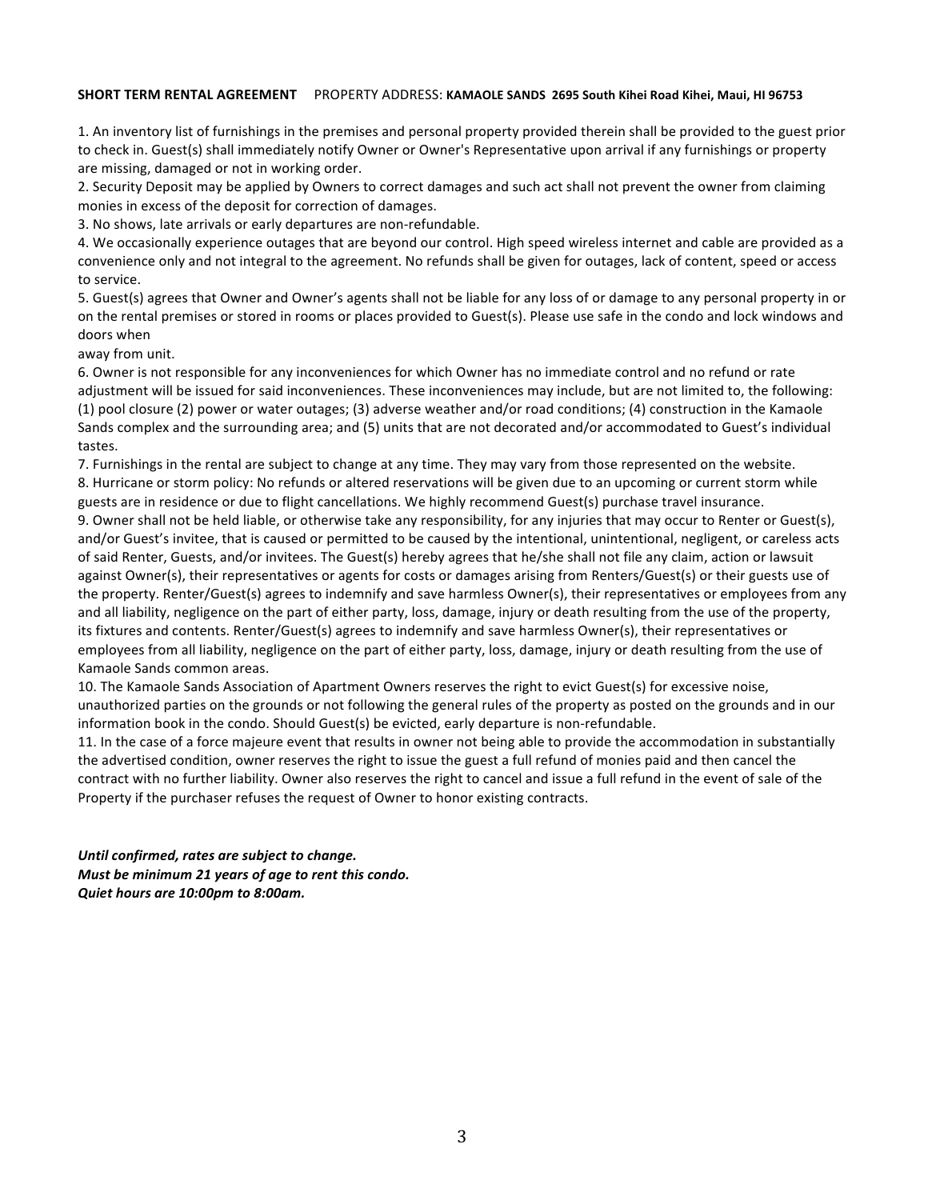**SHORT TERM RENTAL AGREEMENT** PROPERTY ADDRESS: **KAMAOLE SANDS 2695 South Kihei Road Kihei, Maui, HI 96753**

1. An inventory list of furnishings in the premises and personal property provided therein shall be provided to the guest prior to check in. Guest(s) shall immediately notify Owner or Owner's Representative upon arrival if any furnishings or property are missing, damaged or not in working order.
2. Security Deposit may be applied by Owners to correct damages and such act shall not prevent the owner from claiming monies in excess of the deposit for correction of damages.
3. No shows, late arrivals or early departures are non-refundable.
4. We occasionally experience outages that are beyond our control. High speed wireless internet and cable are provided as a convenience only and not integral to the agreement. No refunds shall be given for outages, lack of content, speed or access to service.
5. Guest(s) agrees that Owner and Owner's agents shall not be liable for any loss of or damage to any personal property in or on the rental premises or stored in rooms or places provided to Guest(s). Please use safe in the condo and lock windows and doors when
away from unit.
6. Owner is not responsible for any inconveniences for which Owner has no immediate control and no refund or rate adjustment will be issued for said inconveniences. These inconveniences may include, but are not limited to, the following: (1) pool closure (2) power or water outages; (3) adverse weather and/or road conditions; (4) construction in the Kamaole Sands complex and the surrounding area; and (5) units that are not decorated and/or accommodated to Guest's individual tastes.
7. Furnishings in the rental are subject to change at any time. They may vary from those represented on the website.
8. Hurricane or storm policy: No refunds or altered reservations will be given due to an upcoming or current storm while guests are in residence or due to flight cancellations. We highly recommend Guest(s) purchase travel insurance.
9. Owner shall not be held liable, or otherwise take any responsibility, for any injuries that may occur to Renter or Guest(s), and/or Guest's invitee, that is caused or permitted to be caused by the intentional, unintentional, negligent, or careless acts of said Renter, Guests, and/or invitees. The Guest(s) hereby agrees that he/she shall not file any claim, action or lawsuit against Owner(s), their representatives or agents for costs or damages arising from Renters/Guest(s) or their guests use of the property. Renter/Guest(s) agrees to indemnify and save harmless Owner(s), their representatives or employees from any and all liability, negligence on the part of either party, loss, damage, injury or death resulting from the use of the property, its fixtures and contents. Renter/Guest(s) agrees to indemnify and save harmless Owner(s), their representatives or employees from all liability, negligence on the part of either party, loss, damage, injury or death resulting from the use of Kamaole Sands common areas.
10. The Kamaole Sands Association of Apartment Owners reserves the right to evict Guest(s) for excessive noise, unauthorized parties on the grounds or not following the general rules of the property as posted on the grounds and in our information book in the condo. Should Guest(s) be evicted, early departure is non-refundable.
11. In the case of a force majeure event that results in owner not being able to provide the accommodation in substantially the advertised condition, owner reserves the right to issue the guest a full refund of monies paid and then cancel the contract with no further liability. Owner also reserves the right to cancel and issue a full refund in the event of sale of the Property if the purchaser refuses the request of Owner to honor existing contracts.

***Until confirmed, rates are subject to change.***
***Must be minimum 21 years of age to rent this condo.***
***Quiet hours are 10:00pm to 8:00am.***